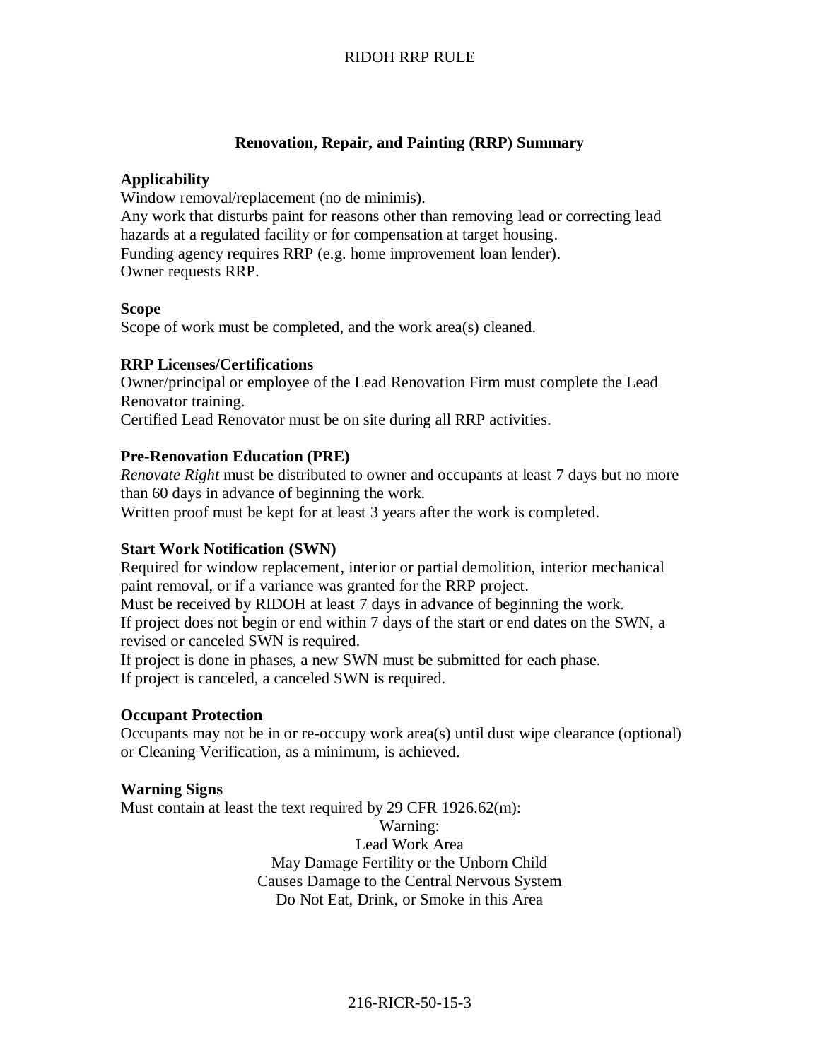# Renovation, Repair, and Painting (RRP) Summary

**Applicability**

Window removal/replacement (no de minimis).

Any work that disturbs paint for reasons other than removing lead or correcting lead hazards at a regulated facility or for compensation at target housing.

Funding agency requires RRP (e.g. home improvement loan lender).

Owner requests RRP.

**Scope**

Scope of work must be completed, and the work area(s) cleaned.

**RRP Licenses/Certifications**

Owner/principal or employee of the Lead Renovation Firm must complete the Lead Renovator training.

Certified Lead Renovator must be on site during all RRP activities.

**Pre-Renovation Education (PRE)**

*Renovate Right* must be distributed to owner and occupants at least 7 days but no more than 60 days in advance of beginning the work.

Written proof must be kept for at least 3 years after the work is completed.

**Start Work Notification (SWN)**

Required for window replacement, interior or partial demolition, interior mechanical paint removal, or if a variance was granted for the RRP project.

Must be received by RIDOH at least 7 days in advance of beginning the work.

If project does not begin or end within 7 days of the start or end dates on the SWN, a revised or canceled SWN is required.

If project is done in phases, a new SWN must be submitted for each phase.

If project is canceled, a canceled SWN is required.

**Occupant Protection**

Occupants may not be in or re-occupy work area(s) until dust wipe clearance (optional) or Cleaning Verification, as a minimum, is achieved.

**Warning Signs**

Must contain at least the text required by 29 CFR 1926.62(m):

Warning:
Lead Work Area
May Damage Fertility or the Unborn Child
Causes Damage to the Central Nervous System
Do Not Eat, Drink, or Smoke in this Area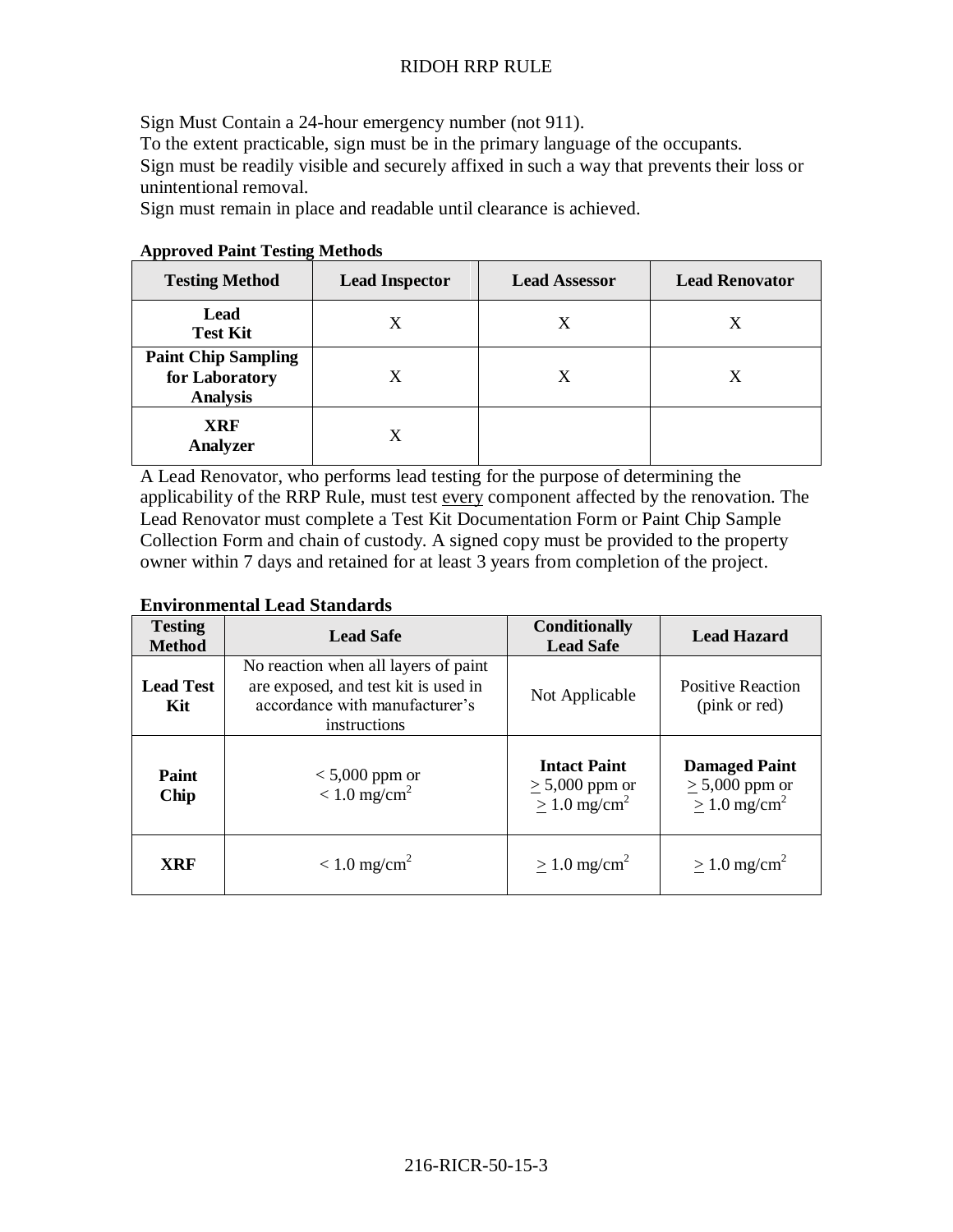Sign Must Contain a 24-hour emergency number (not 911).
To the extent practicable, sign must be in the primary language of the occupants.
Sign must be readily visible and securely affixed in such a way that prevents their loss or unintentional removal.
Sign must remain in place and readable until clearance is achieved.

**Approved Paint Testing Methods**

| Testing Method | Lead Inspector | Lead Assessor | Lead Renovator |
|---|---|---|---|
| **Lead Test Kit** | X | X | X |
| **Paint Chip Sampling for Laboratory Analysis** | X | X | X |
| **XRF Analyzer** | X | | |

A Lead Renovator, who performs lead testing for the purpose of determining the applicability of the RRP Rule, must test <u>every</u> component affected by the renovation. The Lead Renovator must complete a Test Kit Documentation Form or Paint Chip Sample Collection Form and chain of custody. A signed copy must be provided to the property owner within 7 days and retained for at least 3 years from completion of the project.

**Environmental Lead Standards**

| Testing Method | Lead Safe | Conditionally Lead Safe | Lead Hazard |
|---|---|---|---|
| **Lead Test Kit** | No reaction when all layers of paint are exposed, and test kit is used in accordance with manufacturer's instructions | Not Applicable | Positive Reaction (pink or red) |
| **Paint Chip** | < 5,000 ppm or < 1.0 mg/cm$^2$ | **Intact Paint** ≥ 5,000 ppm or ≥ 1.0 mg/cm$^2$ | **Damaged Paint** ≥ 5,000 ppm or ≥ 1.0 mg/cm$^2$ |
| **XRF** | < 1.0 mg/cm$^2$ | ≥ 1.0 mg/cm$^2$ | ≥ 1.0 mg/cm$^2$ |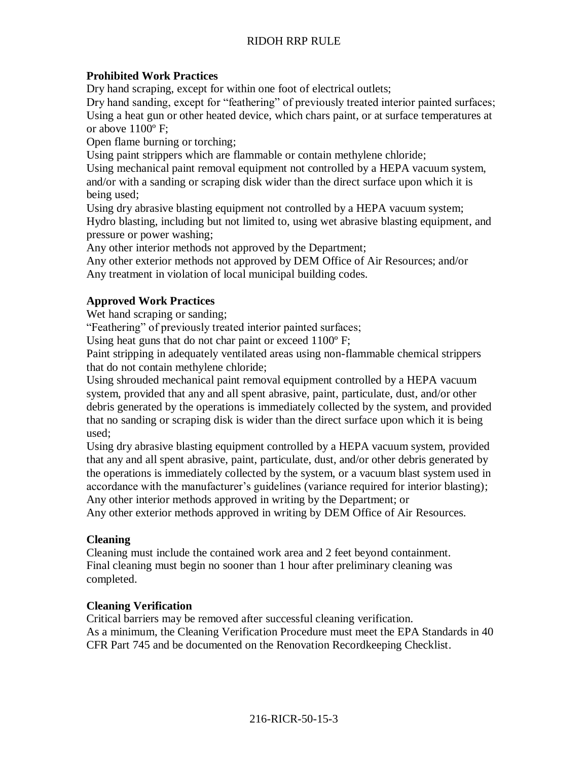**Prohibited Work Practices**

Dry hand scraping, except for within one foot of electrical outlets;
Dry hand sanding, except for "feathering" of previously treated interior painted surfaces;
Using a heat gun or other heated device, which chars paint, or at surface temperatures at or above 1100º F;
Open flame burning or torching;
Using paint strippers which are flammable or contain methylene chloride;
Using mechanical paint removal equipment not controlled by a HEPA vacuum system, and/or with a sanding or scraping disk wider than the direct surface upon which it is being used;
Using dry abrasive blasting equipment not controlled by a HEPA vacuum system;
Hydro blasting, including but not limited to, using wet abrasive blasting equipment, and pressure or power washing;
Any other interior methods not approved by the Department;
Any other exterior methods not approved by DEM Office of Air Resources; and/or
Any treatment in violation of local municipal building codes.

**Approved Work Practices**

Wet hand scraping or sanding;
"Feathering" of previously treated interior painted surfaces;
Using heat guns that do not char paint or exceed 1100º F;
Paint stripping in adequately ventilated areas using non-flammable chemical strippers that do not contain methylene chloride;
Using shrouded mechanical paint removal equipment controlled by a HEPA vacuum system, provided that any and all spent abrasive, paint, particulate, dust, and/or other debris generated by the operations is immediately collected by the system, and provided that no sanding or scraping disk is wider than the direct surface upon which it is being used;
Using dry abrasive blasting equipment controlled by a HEPA vacuum system, provided that any and all spent abrasive, paint, particulate, dust, and/or other debris generated by the operations is immediately collected by the system, or a vacuum blast system used in accordance with the manufacturer's guidelines (variance required for interior blasting);
Any other interior methods approved in writing by the Department; or
Any other exterior methods approved in writing by DEM Office of Air Resources.

**Cleaning**

Cleaning must include the contained work area and 2 feet beyond containment.
Final cleaning must begin no sooner than 1 hour after preliminary cleaning was completed.

**Cleaning Verification**

Critical barriers may be removed after successful cleaning verification.
As a minimum, the Cleaning Verification Procedure must meet the EPA Standards in 40 CFR Part 745 and be documented on the Renovation Recordkeeping Checklist.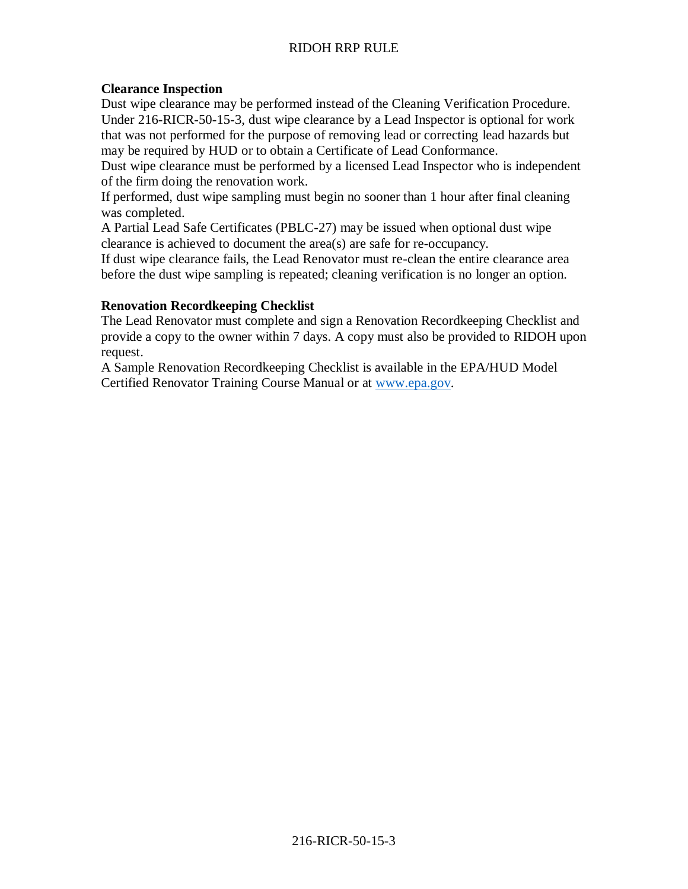**Clearance Inspection**

Dust wipe clearance may be performed instead of the Cleaning Verification Procedure. Under 216-RICR-50-15-3, dust wipe clearance by a Lead Inspector is optional for work that was not performed for the purpose of removing lead or correcting lead hazards but may be required by HUD or to obtain a Certificate of Lead Conformance.

Dust wipe clearance must be performed by a licensed Lead Inspector who is independent of the firm doing the renovation work.

If performed, dust wipe sampling must begin no sooner than 1 hour after final cleaning was completed.

A Partial Lead Safe Certificates (PBLC-27) may be issued when optional dust wipe clearance is achieved to document the area(s) are safe for re-occupancy.

If dust wipe clearance fails, the Lead Renovator must re-clean the entire clearance area before the dust wipe sampling is repeated; cleaning verification is no longer an option.

**Renovation Recordkeeping Checklist**

The Lead Renovator must complete and sign a Renovation Recordkeeping Checklist and provide a copy to the owner within 7 days. A copy must also be provided to RIDOH upon request.

A Sample Renovation Recordkeeping Checklist is available in the EPA/HUD Model Certified Renovator Training Course Manual or at [www.epa.gov](http://www.epa.gov).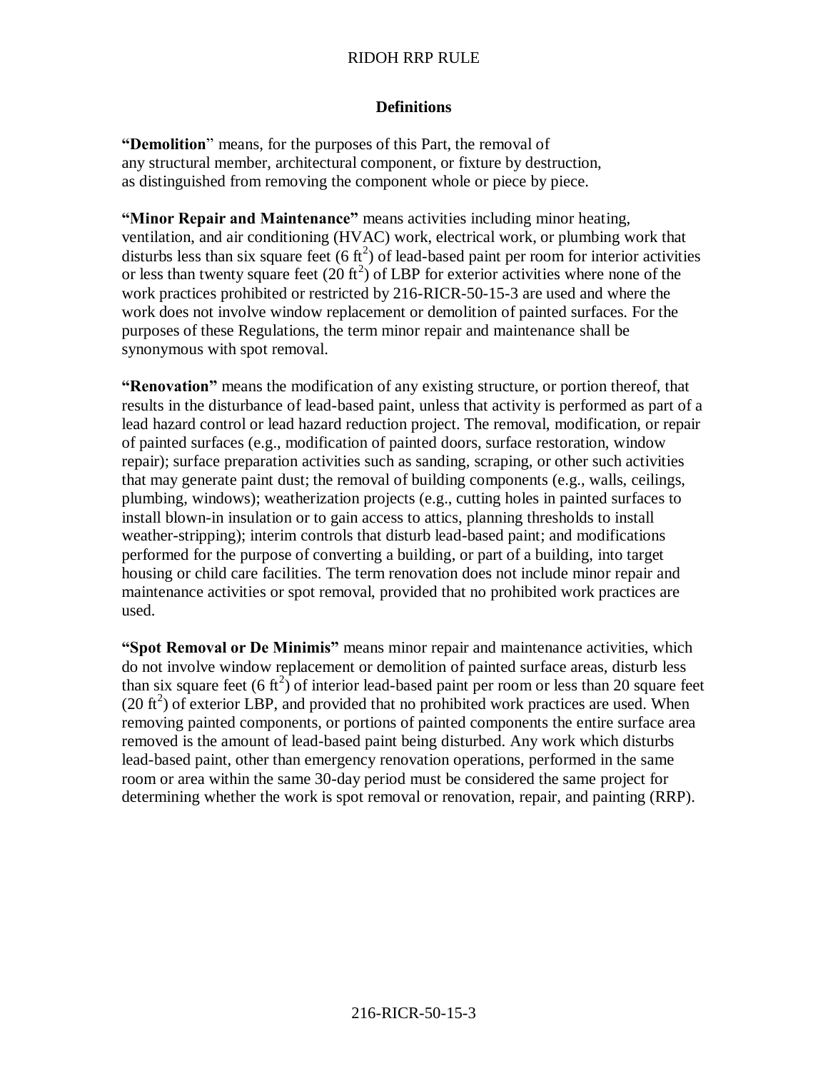## Definitions

**"Demolition"** means, for the purposes of this Part, the removal of any structural member, architectural component, or fixture by destruction, as distinguished from removing the component whole or piece by piece.

**"Minor Repair and Maintenance"** means activities including minor heating, ventilation, and air conditioning (HVAC) work, electrical work, or plumbing work that disturbs less than six square feet (6 $ft^2$) of lead-based paint per room for interior activities or less than twenty square feet (20 $ft^2$) of LBP for exterior activities where none of the work practices prohibited or restricted by 216-RICR-50-15-3 are used and where the work does not involve window replacement or demolition of painted surfaces. For the purposes of these Regulations, the term minor repair and maintenance shall be synonymous with spot removal.

**"Renovation"** means the modification of any existing structure, or portion thereof, that results in the disturbance of lead-based paint, unless that activity is performed as part of a lead hazard control or lead hazard reduction project. The removal, modification, or repair of painted surfaces (e.g., modification of painted doors, surface restoration, window repair); surface preparation activities such as sanding, scraping, or other such activities that may generate paint dust; the removal of building components (e.g., walls, ceilings, plumbing, windows); weatherization projects (e.g., cutting holes in painted surfaces to install blown-in insulation or to gain access to attics, planning thresholds to install weather-stripping); interim controls that disturb lead-based paint; and modifications performed for the purpose of converting a building, or part of a building, into target housing or child care facilities. The term renovation does not include minor repair and maintenance activities or spot removal, provided that no prohibited work practices are used.

**"Spot Removal or De Minimis"** means minor repair and maintenance activities, which do not involve window replacement or demolition of painted surface areas, disturb less than six square feet (6 $ft^2$) of interior lead-based paint per room or less than 20 square feet (20 $ft^2$) of exterior LBP, and provided that no prohibited work practices are used. When removing painted components, or portions of painted components the entire surface area removed is the amount of lead-based paint being disturbed. Any work which disturbs lead-based paint, other than emergency renovation operations, performed in the same room or area within the same 30-day period must be considered the same project for determining whether the work is spot removal or renovation, repair, and painting (RRP).